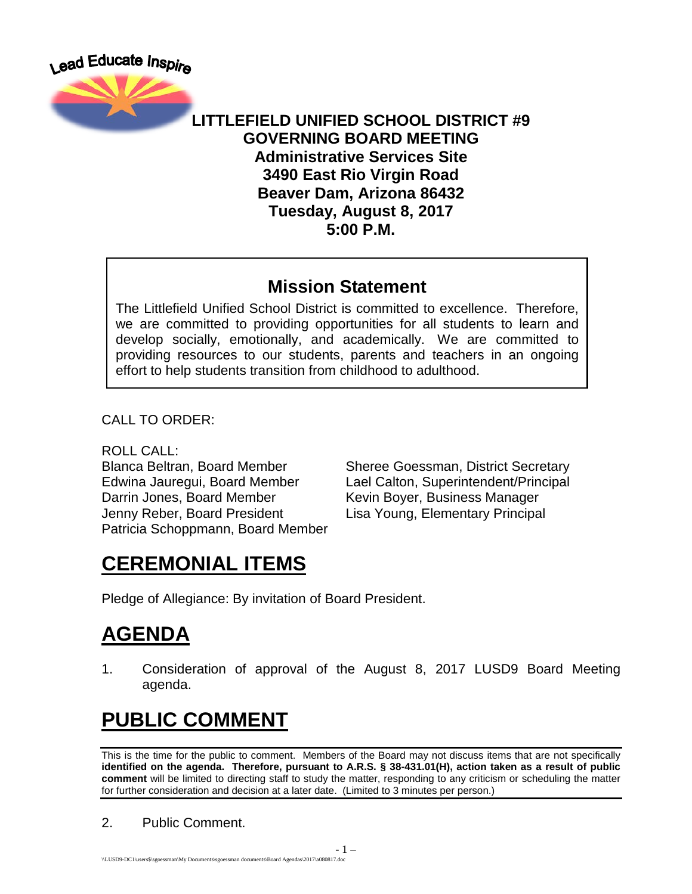Lead Educate Inspire

**LITTLEFIELD UNIFIED SCHOOL DISTRICT #9**
**GOVERNING BOARD MEETING**
**Administrative Services Site**
**3490 East Rio Virgin Road**
**Beaver Dam, Arizona 86432**
**Tuesday, August 8, 2017**
**5:00 P.M.**

## Mission Statement

The Littlefield Unified School District is committed to excellence. Therefore, we are committed to providing opportunities for all students to learn and develop socially, emotionally, and academically. We are committed to providing resources to our students, parents and teachers in an ongoing effort to help students transition from childhood to adulthood.

CALL TO ORDER:

ROLL CALL:

Blanca Beltran, Board Member
Edwina Jauregui, Board Member
Darrin Jones, Board Member
Jenny Reber, Board President
Patricia Schoppmann, Board Member

Sheree Goessman, District Secretary
Lael Calton, Superintendent/Principal
Kevin Boyer, Business Manager
Lisa Young, Elementary Principal

# CEREMONIAL ITEMS

Pledge of Allegiance: By invitation of Board President.

# AGENDA

1. Consideration of approval of the August 8, 2017 LUSD9 Board Meeting agenda.

# PUBLIC COMMENT

This is the time for the public to comment. Members of the Board may not discuss items that are not specifically **identified on the agenda. Therefore, pursuant to A.R.S. § 38-431.01(H), action taken as a result of public comment** will be limited to directing staff to study the matter, responding to any criticism or scheduling the matter for further consideration and decision at a later date. (Limited to 3 minutes per person.)

2. Public Comment.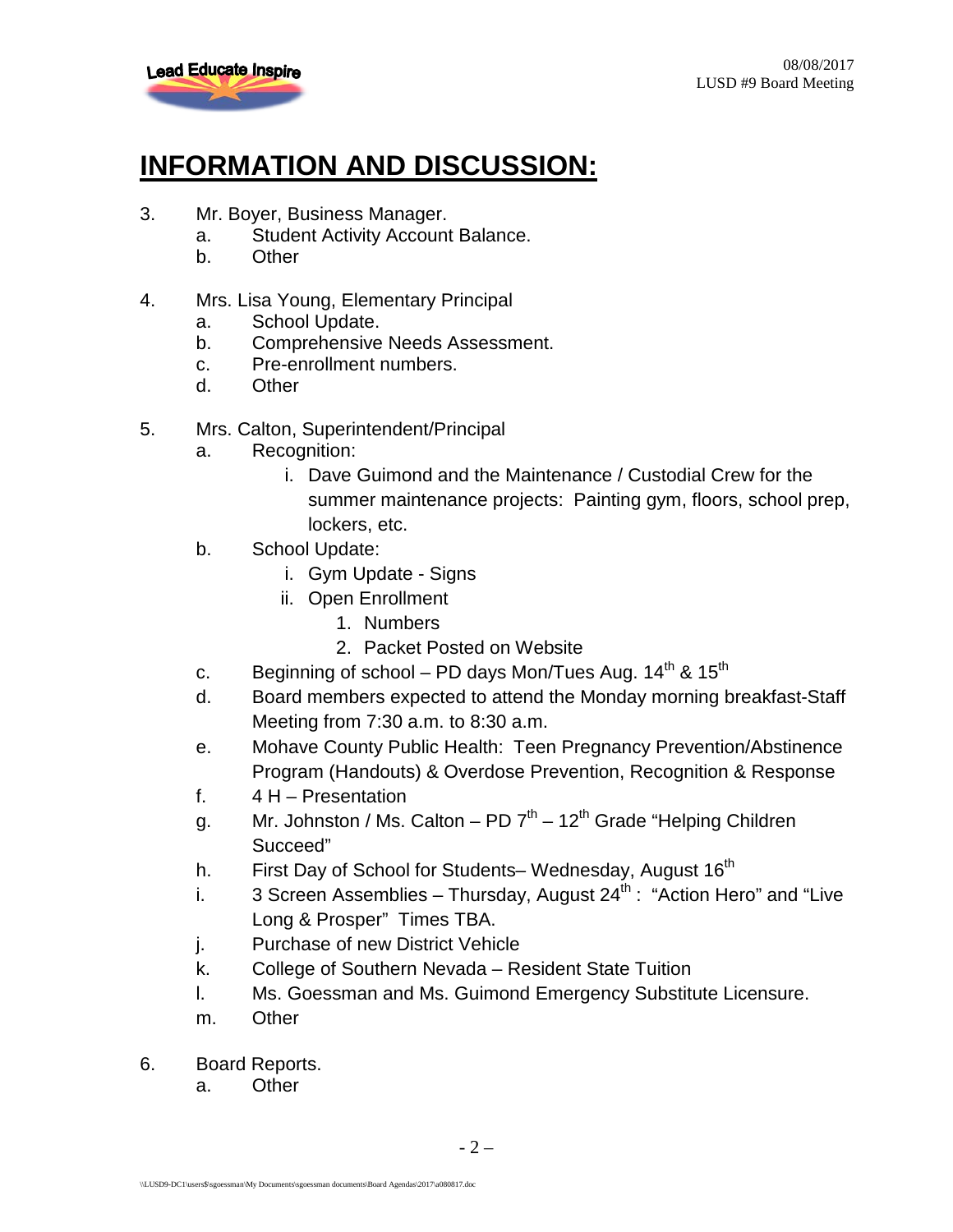# INFORMATION AND DISCUSSION:

3. Mr. Boyer, Business Manager.
   a. Student Activity Account Balance.
   b. Other

4. Mrs. Lisa Young, Elementary Principal
   a. School Update.
   b. Comprehensive Needs Assessment.
   c. Pre-enrollment numbers.
   d. Other

5. Mrs. Calton, Superintendent/Principal
   a. Recognition:
      i. Dave Guimond and the Maintenance / Custodial Crew for the summer maintenance projects: Painting gym, floors, school prep, lockers, etc.
   b. School Update:
      i. Gym Update - Signs
      ii. Open Enrollment
         1. Numbers
         2. Packet Posted on Website
   c. Beginning of school – PD days Mon/Tues Aug. 14th & 15th
   d. Board members expected to attend the Monday morning breakfast-Staff Meeting from 7:30 a.m. to 8:30 a.m.
   e. Mohave County Public Health: Teen Pregnancy Prevention/Abstinence Program (Handouts) & Overdose Prevention, Recognition & Response
   f. 4 H – Presentation
   g. Mr. Johnston / Ms. Calton – PD 7th – 12th Grade "Helping Children Succeed"
   h. First Day of School for Students– Wednesday, August 16th
   i. 3 Screen Assemblies – Thursday, August 24th : "Action Hero" and "Live Long & Prosper" Times TBA.
   j. Purchase of new District Vehicle
   k. College of Southern Nevada – Resident State Tuition
   l. Ms. Goessman and Ms. Guimond Emergency Substitute Licensure.
   m. Other

6. Board Reports.
   a. Other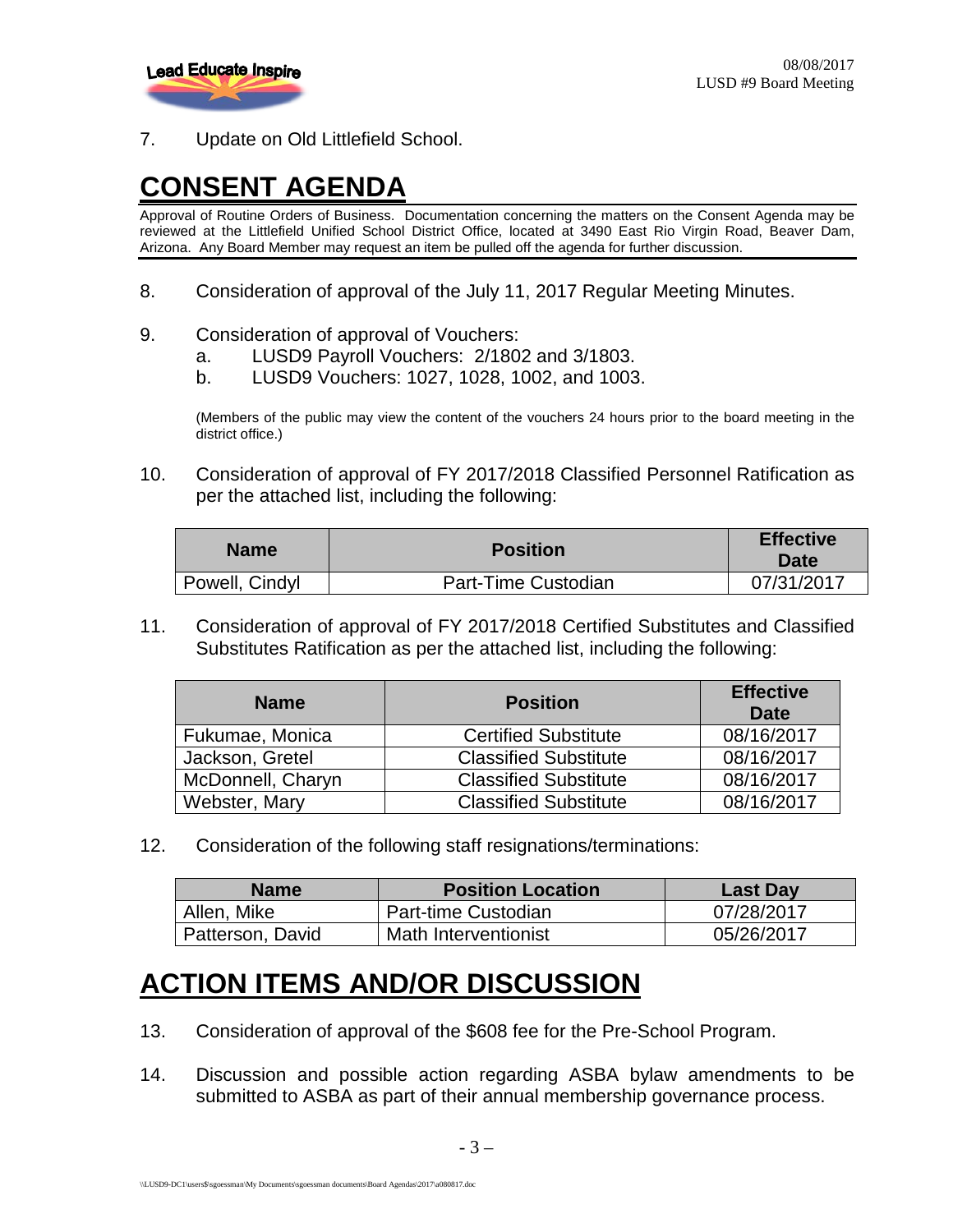7. Update on Old Littlefield School.

# CONSENT AGENDA

Approval of Routine Orders of Business. Documentation concerning the matters on the Consent Agenda may be reviewed at the Littlefield Unified School District Office, located at 3490 East Rio Virgin Road, Beaver Dam, Arizona. Any Board Member may request an item be pulled off the agenda for further discussion.

8. Consideration of approval of the July 11, 2017 Regular Meeting Minutes.

9. Consideration of approval of Vouchers:
   a. LUSD9 Payroll Vouchers: 2/1802 and 3/1803.
   b. LUSD9 Vouchers: 1027, 1028, 1002, and 1003.

   (Members of the public may view the content of the vouchers 24 hours prior to the board meeting in the district office.)

10. Consideration of approval of FY 2017/2018 Classified Personnel Ratification as per the attached list, including the following:

| Name | Position | Effective Date |
|---|---|---|
| Powell, Cindyl | Part-Time Custodian | 07/31/2017 |

11. Consideration of approval of FY 2017/2018 Certified Substitutes and Classified Substitutes Ratification as per the attached list, including the following:

| Name | Position | Effective Date |
|---|---|---|
| Fukumae, Monica | Certified Substitute | 08/16/2017 |
| Jackson, Gretel | Classified Substitute | 08/16/2017 |
| McDonnell, Charyn | Classified Substitute | 08/16/2017 |
| Webster, Mary | Classified Substitute | 08/16/2017 |

12. Consideration of the following staff resignations/terminations:

| Name | Position Location | Last Day |
|---|---|---|
| Allen, Mike | Part-time Custodian | 07/28/2017 |
| Patterson, David | Math Interventionist | 05/26/2017 |

# ACTION ITEMS AND/OR DISCUSSION

13. Consideration of approval of the $608 fee for the Pre-School Program.

14. Discussion and possible action regarding ASBA bylaw amendments to be submitted to ASBA as part of their annual membership governance process.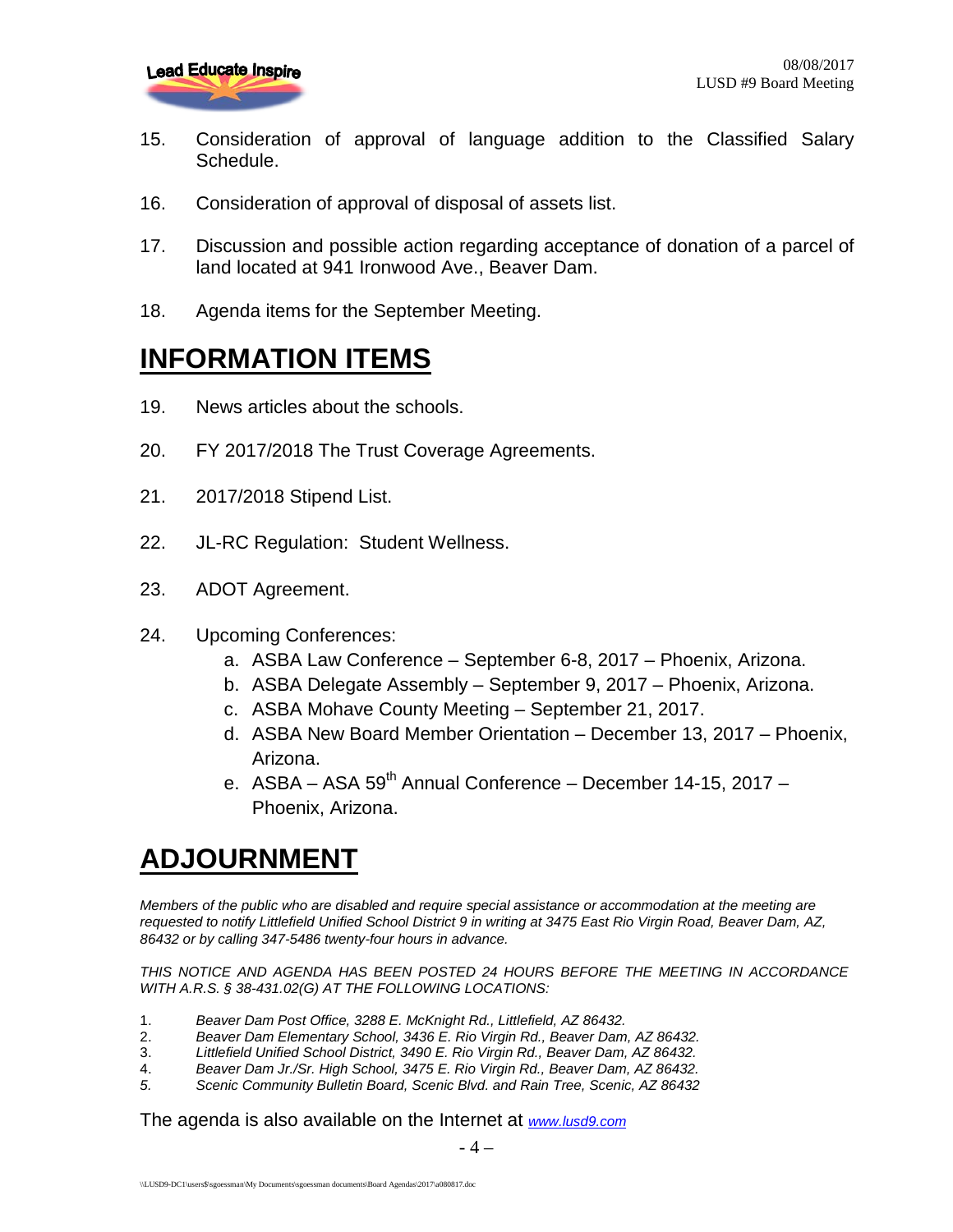15. Consideration of approval of language addition to the Classified Salary Schedule.

16. Consideration of approval of disposal of assets list.

17. Discussion and possible action regarding acceptance of donation of a parcel of land located at 941 Ironwood Ave., Beaver Dam.

18. Agenda items for the September Meeting.

# INFORMATION ITEMS

19. News articles about the schools.

20. FY 2017/2018 The Trust Coverage Agreements.

21. 2017/2018 Stipend List.

22. JL-RC Regulation: Student Wellness.

23. ADOT Agreement.

24. Upcoming Conferences:
    a. ASBA Law Conference – September 6-8, 2017 – Phoenix, Arizona.
    b. ASBA Delegate Assembly – September 9, 2017 – Phoenix, Arizona.
    c. ASBA Mohave County Meeting – September 21, 2017.
    d. ASBA New Board Member Orientation – December 13, 2017 – Phoenix, Arizona.
    e. ASBA – ASA 59th Annual Conference – December 14-15, 2017 – Phoenix, Arizona.

# ADJOURNMENT

*Members of the public who are disabled and require special assistance or accommodation at the meeting are requested to notify Littlefield Unified School District 9 in writing at 3475 East Rio Virgin Road, Beaver Dam, AZ, 86432 or by calling 347-5486 twenty-four hours in advance.*

*THIS NOTICE AND AGENDA HAS BEEN POSTED 24 HOURS BEFORE THE MEETING IN ACCORDANCE WITH A.R.S. § 38-431.02(G) AT THE FOLLOWING LOCATIONS:*

1. *Beaver Dam Post Office, 3288 E. McKnight Rd., Littlefield, AZ 86432.*
2. *Beaver Dam Elementary School, 3436 E. Rio Virgin Rd., Beaver Dam, AZ 86432.*
3. *Littlefield Unified School District, 3490 E. Rio Virgin Rd., Beaver Dam, AZ 86432.*
4. *Beaver Dam Jr./Sr. High School, 3475 E. Rio Virgin Rd., Beaver Dam, AZ 86432.*
5. *Scenic Community Bulletin Board, Scenic Blvd. and Rain Tree, Scenic, AZ 86432*

The agenda is also available on the Internet at *www.lusd9.com*